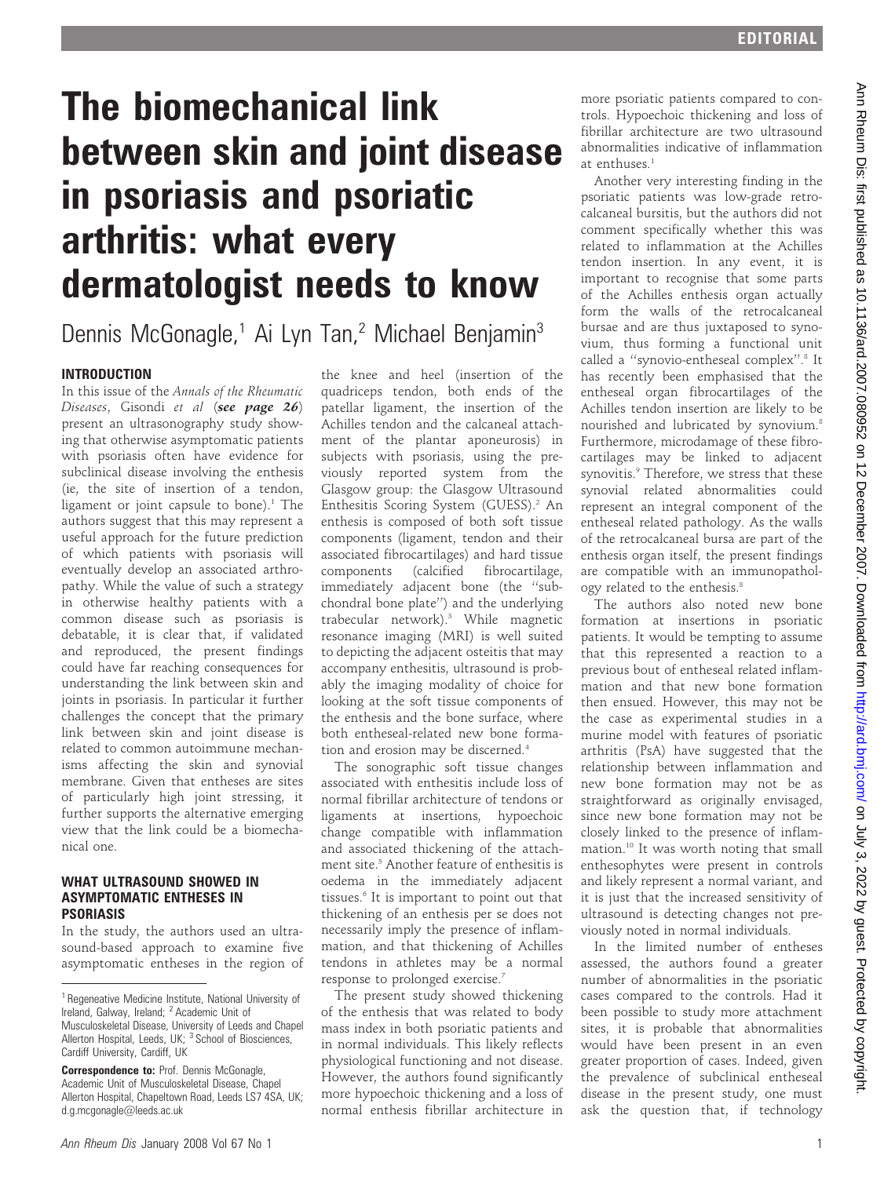# The biomechanical link between skin and joint disease in psoriasis and psoriatic arthritis: what every dermatologist needs to know

Dennis McGonagle,[1] Ai Lyn Tan,[2] Michael Benjamin[3]

## INTRODUCTION

In this issue of the *Annals of the Rheumatic Diseases*, Gisondi *et al* (***see page 26***) present an ultrasonography study showing that otherwise asymptomatic patients with psoriasis often have evidence for subclinical disease involving the enthesis (ie, the site of insertion of a tendon, ligament or joint capsule to bone).[1] The authors suggest that this may represent a useful approach for the future prediction of which patients with psoriasis will eventually develop an associated arthropathy. While the value of such a strategy in otherwise healthy patients with a common disease such as psoriasis is debatable, it is clear that, if validated and reproduced, the present findings could have far reaching consequences for understanding the link between skin and joints in psoriasis. In particular it further challenges the concept that the primary link between skin and joint disease is related to common autoimmune mechanisms affecting the skin and synovial membrane. Given that entheses are sites of particularly high joint stressing, it further supports the alternative emerging view that the link could be a biomechanical one.

## WHAT ULTRASOUND SHOWED IN ASYMPTOMATIC ENTHESES IN PSORIASIS

In the study, the authors used an ultrasound-based approach to examine five asymptomatic entheses in the region of the knee and heel (insertion of the quadriceps tendon, both ends of the patellar ligament, the insertion of the Achilles tendon and the calcaneal attachment of the plantar aponeurosis) in subjects with psoriasis, using the previously reported system from the Glasgow group: the Glasgow Ultrasound Enthesitis Scoring System (GUESS).[2] An enthesis is composed of both soft tissue components (ligament, tendon and their associated fibrocartilages) and hard tissue components (calcified fibrocartilage, immediately adjacent bone (the "subchondral bone plate") and the underlying trabecular network).[3] While magnetic resonance imaging (MRI) is well suited to depicting the adjacent osteitis that may accompany enthesitis, ultrasound is probably the imaging modality of choice for looking at the soft tissue components of the enthesis and the bone surface, where both entheseal-related new bone formation and erosion may be discerned.[4]

The sonographic soft tissue changes associated with enthesitis include loss of normal fibrillar architecture of tendons or ligaments at insertions, hypoechoic change compatible with inflammation and associated thickening of the attachment site.[5] Another feature of enthesitis is oedema in the immediately adjacent tissues.[6] It is important to point out that thickening of an enthesis per se does not necessarily imply the presence of inflammation, and that thickening of Achilles tendons in athletes may be a normal response to prolonged exercise.[7]

The present study showed thickening of the enthesis that was related to body mass index in both psoriatic patients and in normal individuals. This likely reflects physiological functioning and not disease. However, the authors found significantly more hypoechoic thickening and a loss of normal enthesis fibrillar architecture in more psoriatic patients compared to controls. Hypoechoic thickening and loss of fibrillar architecture are two ultrasound abnormalities indicative of inflammation at enthuses.[1]

Another very interesting finding in the psoriatic patients was low-grade retrocalcaneal bursitis, but the authors did not comment specifically whether this was related to inflammation at the Achilles tendon insertion. In any event, it is important to recognise that some parts of the Achilles enthesis organ actually form the walls of the retrocalcaneal bursae and are thus juxtaposed to synovium, thus forming a functional unit called a "synovio-entheseal complex".[8] It has recently been emphasised that the entheseal organ fibrocartilages of the Achilles tendon insertion are likely to be nourished and lubricated by synovium.[8] Furthermore, microdamage of these fibrocartilages may be linked to adjacent synovitis.[9] Therefore, we stress that these synovial related abnormalities could represent an integral component of the entheseal related pathology. As the walls of the retrocalcaneal bursa are part of the enthesis organ itself, the present findings are compatible with an immunopathology related to the enthesis.[8]

The authors also noted new bone formation at insertions in psoriatic patients. It would be tempting to assume that this represented a reaction to a previous bout of entheseal related inflammation and that new bone formation then ensued. However, this may not be the case as experimental studies in a murine model with features of psoriatic arthritis (PsA) have suggested that the relationship between inflammation and new bone formation may not be as straightforward as originally envisaged, since new bone formation may not be closely linked to the presence of inflammation.[10] It was worth noting that small enthesophytes were present in controls and likely represent a normal variant, and it is just that the increased sensitivity of ultrasound is detecting changes not previously noted in normal individuals.

In the limited number of entheses assessed, the authors found a greater number of abnormalities in the psoriatic cases compared to the controls. Had it been possible to study more attachment sites, it is probable that abnormalities would have been present in an even greater proportion of cases. Indeed, given the prevalence of subclinical entheseal disease in the present study, one must ask the question that, if technology

---

[1] Regeneative Medicine Institute, National University of Ireland, Galway, Ireland; [2] Academic Unit of Musculoskeletal Disease, University of Leeds and Chapel Allerton Hospital, Leeds, UK; [3] School of Biosciences, Cardiff University, Cardiff, UK

**Correspondence to:** Prof. Dennis McGonagle, Academic Unit of Musculoskeletal Disease, Chapel Allerton Hospital, Chapeltown Road, Leeds LS7 4SA, UK; d.g.mcgonagle@leeds.ac.uk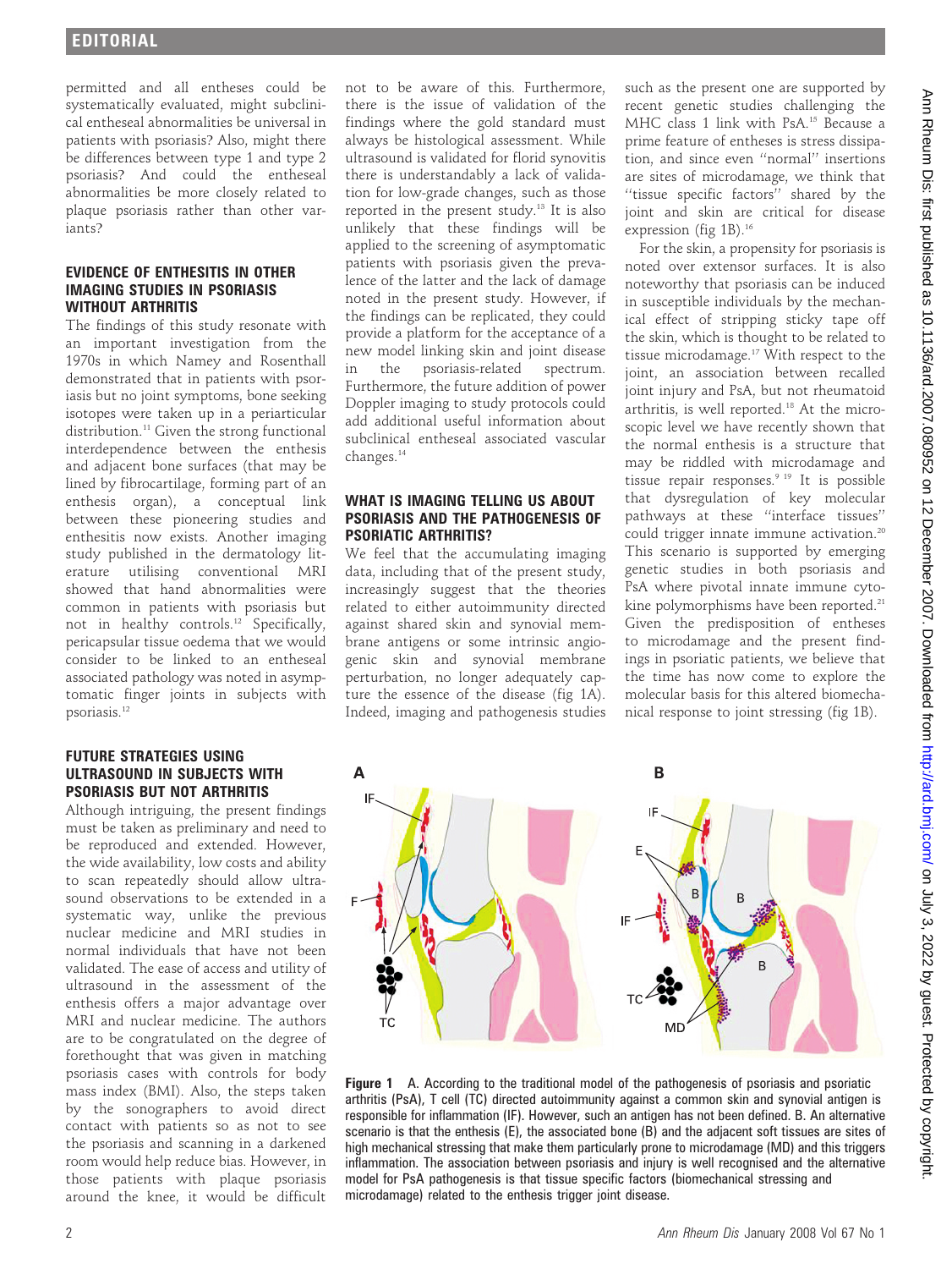permitted and all entheses could be systematically evaluated, might subclinical entheseal abnormalities be universal in patients with psoriasis? Also, might there be differences between type 1 and type 2 psoriasis? And could the entheseal abnormalities be more closely related to plaque psoriasis rather than other variants?

## EVIDENCE OF ENTHESITIS IN OTHER IMAGING STUDIES IN PSORIASIS WITHOUT ARTHRITIS

The findings of this study resonate with an important investigation from the 1970s in which Namey and Rosenthall demonstrated that in patients with psoriasis but no joint symptoms, bone seeking isotopes were taken up in a periarticular distribution.[11] Given the strong functional interdependence between the enthesis and adjacent bone surfaces (that may be lined by fibrocartilage, forming part of an enthesis organ), a conceptual link between these pioneering studies and enthesitis now exists. Another imaging study published in the dermatology literature utilising conventional MRI showed that hand abnormalities were common in patients with psoriasis but not in healthy controls.[12] Specifically, pericapsular tissue oedema that we would consider to be linked to an entheseal associated pathology was noted in asymptomatic finger joints in subjects with psoriasis.[12]

## FUTURE STRATEGIES USING ULTRASOUND IN SUBJECTS WITH PSORIASIS BUT NOT ARTHRITIS

Although intriguing, the present findings must be taken as preliminary and need to be reproduced and extended. However, the wide availability, low costs and ability to scan repeatedly should allow ultrasound observations to be extended in a systematic way, unlike the previous nuclear medicine and MRI studies in normal individuals that have not been validated. The ease of access and utility of ultrasound in the assessment of the enthesis offers a major advantage over MRI and nuclear medicine. The authors are to be congratulated on the degree of forethought that was given in matching psoriasis cases with controls for body mass index (BMI). Also, the steps taken by the sonographers to avoid direct contact with patients so as not to see the psoriasis and scanning in a darkened room would help reduce bias. However, in those patients with plaque psoriasis around the knee, it would be difficult not to be aware of this. Furthermore, there is the issue of validation of the findings where the gold standard must always be histological assessment. While ultrasound is validated for florid synovitis there is understandably a lack of validation for low-grade changes, such as those reported in the present study.[13] It is also unlikely that these findings will be applied to the screening of asymptomatic patients with psoriasis given the prevalence of the latter and the lack of damage noted in the present study. However, if the findings can be replicated, they could provide a platform for the acceptance of a new model linking skin and joint disease in the psoriasis-related spectrum. Furthermore, the future addition of power Doppler imaging to study protocols could add additional useful information about subclinical entheseal associated vascular changes.[14]

## WHAT IS IMAGING TELLING US ABOUT PSORIASIS AND THE PATHOGENESIS OF PSORIATIC ARTHRITIS?

We feel that the accumulating imaging data, including that of the present study, increasingly suggest that the theories related to either autoimmunity directed against shared skin and synovial membrane antigens or some intrinsic angiogenic skin and synovial membrane perturbation, no longer adequately capture the essence of the disease (fig 1A). Indeed, imaging and pathogenesis studies such as the present one are supported by recent genetic studies challenging the MHC class 1 link with PsA.[15] Because a prime feature of entheses is stress dissipation, and since even "normal" insertions are sites of microdamage, we think that "tissue specific factors" shared by the joint and skin are critical for disease expression (fig 1B).[16]

For the skin, a propensity for psoriasis is noted over extensor surfaces. It is also noteworthy that psoriasis can be induced in susceptible individuals by the mechanical effect of stripping sticky tape off the skin, which is thought to be related to tissue microdamage.[17] With respect to the joint, an association between recalled joint injury and PsA, but not rheumatoid arthritis, is well reported.[18] At the microscopic level we have recently shown that the normal enthesis is a structure that may be riddled with microdamage and tissue repair responses.[9 19] It is possible that dysregulation of key molecular pathways at these "interface tissues" could trigger innate immune activation.[20] This scenario is supported by emerging genetic studies in both psoriasis and PsA where pivotal innate immune cytokine polymorphisms have been reported.[21] Given the predisposition of entheses to microdamage and the present findings in psoriatic patients, we believe that the time has now come to explore the molecular basis for this altered biomechanical response to joint stressing (fig 1B).

**Figure 1** A. According to the traditional model of the pathogenesis of psoriasis and psoriatic arthritis (PsA), T cell (TC) directed autoimmunity against a common skin and synovial antigen is responsible for inflammation (IF). However, such an antigen has not been defined. B. An alternative scenario is that the enthesis (E), the associated bone (B) and the adjacent soft tissues are sites of high mechanical stressing that make them particularly prone to microdamage (MD) and this triggers inflammation. The association between psoriasis and injury is well recognised and the alternative model for PsA pathogenesis is that tissue specific factors (biomechanical stressing and microdamage) related to the enthesis trigger joint disease.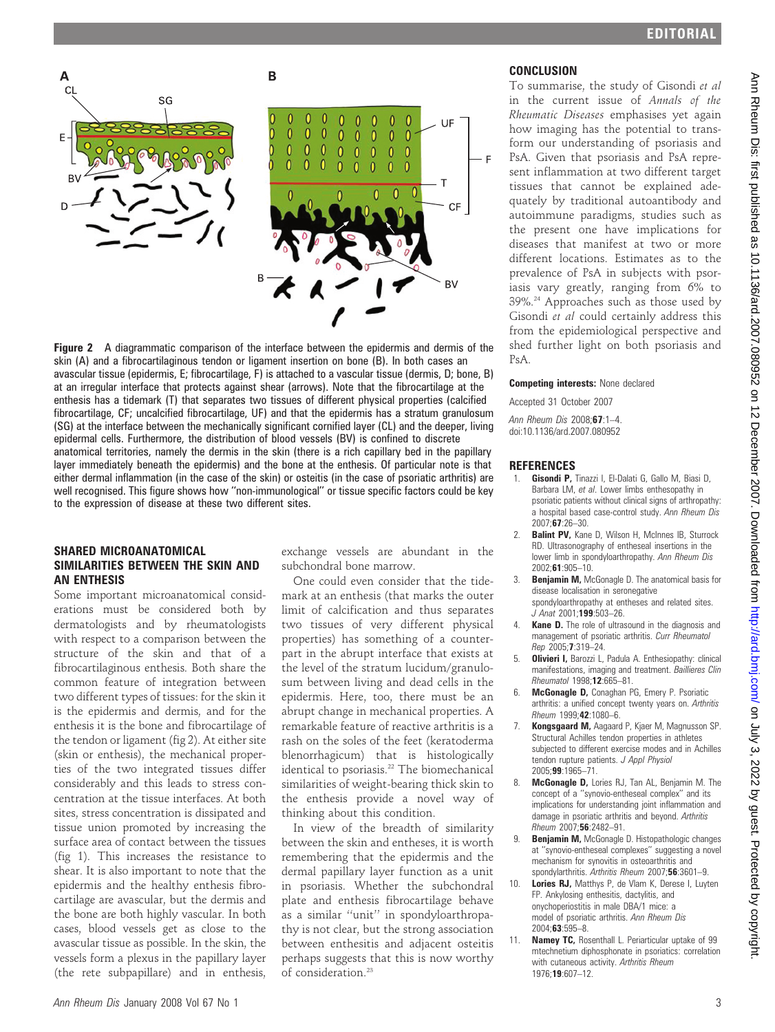A

CL

SG

E

BV

D

B

UF

F

T

CF

B

BV

**Figure 2** A diagrammatic comparison of the interface between the epidermis and dermis of the skin (A) and a fibrocartilaginous tendon or ligament insertion on bone (B). In both cases an avascular tissue (epidermis, E; fibrocartilage, F) is attached to a vascular tissue (dermis, D; bone, B) at an irregular interface that protects against shear (arrows). Note that the fibrocartilage at the enthesis has a tidemark (T) that separates two tissues of different physical properties (calcified fibrocartilage, CF; uncalcified fibrocartilage, UF) and that the epidermis has a stratum granulosum (SG) at the interface between the mechanically significant cornified layer (CL) and the deeper, living epidermal cells. Furthermore, the distribution of blood vessels (BV) is confined to discrete anatomical territories, namely the dermis in the skin (there is a rich capillary bed in the papillary layer immediately beneath the epidermis) and the bone at the enthesis. Of particular note is that either dermal inflammation (in the case of the skin) or osteitis (in the case of psoriatic arthritis) are well recognised. This figure shows how "non-immunological" or tissue specific factors could be key to the expression of disease at these two different sites.

## SHARED MICROANATOMICAL SIMILARITIES BETWEEN THE SKIN AND AN ENTHESIS

Some important microanatomical considerations must be considered both by dermatologists and by rheumatologists with respect to a comparison between the structure of the skin and that of a fibrocartilaginous enthesis. Both share the common feature of integration between two different types of tissues: for the skin it is the epidermis and dermis, and for the enthesis it is the bone and fibrocartilage of the tendon or ligament (fig 2). At either site (skin or enthesis), the mechanical properties of the two integrated tissues differ considerably and this leads to stress concentration at the tissue interfaces. At both sites, stress concentration is dissipated and tissue union promoted by increasing the surface area of contact between the tissues (fig 1). This increases the resistance to shear. It is also important to note that the epidermis and the healthy enthesis fibrocartilage are avascular, but the dermis and the bone are both highly vascular. In both cases, blood vessels get as close to the avascular tissue as possible. In the skin, the vessels form a plexus in the papillary layer (the rete subpapillare) and in enthesis, exchange vessels are abundant in the subchondral bone marrow.

One could even consider that the tidemark at an enthesis (that marks the outer limit of calcification and thus separates two tissues of very different physical properties) has something of a counterpart in the abrupt interface that exists at the level of the stratum lucidum/granulosum between living and dead cells in the epidermis. Here, too, there must be an abrupt change in mechanical properties. A remarkable feature of reactive arthritis is a rash on the soles of the feet (keratoderma blenorrhagicum) that is histologically identical to psoriasis.[22] The biomechanical similarities of weight-bearing thick skin to the enthesis provide a novel way of thinking about this condition.

In view of the breadth of similarity between the skin and entheses, it is worth remembering that the epidermis and the dermal papillary layer function as a unit in psoriasis. Whether the subchondral plate and enthesis fibrocartilage behave as a similar "unit" in spondyloarthropathy is not clear, but the strong association between enthesitis and adjacent osteitis perhaps suggests that this is now worthy of consideration.[23]

## CONCLUSION

To summarise, the study of Gisondi *et al* in the current issue of *Annals of the Rheumatic Diseases* emphasises yet again how imaging has the potential to transform our understanding of psoriasis and PsA. Given that psoriasis and PsA represent inflammation at two different target tissues that cannot be explained adequately by traditional autoantibody and autoimmune paradigms, studies such as the present one have implications for diseases that manifest at two or more different locations. Estimates as to the prevalence of PsA in subjects with psoriasis vary greatly, ranging from 6% to 39%.[24] Approaches such as those used by Gisondi *et al* could certainly address this from the epidemiological perspective and shed further light on both psoriasis and PsA.

**Competing interests:** None declared

Accepted 31 October 2007

*Ann Rheum Dis* 2008;**67**:1–4. doi:10.1136/ard.2007.080952

## REFERENCES

1. **Gisondi P,** Tinazzi I, El-Dalati G, Gallo M, Biasi D, Barbara LM, *et al*. Lower limbs enthesopathy in psoriatic patients without clinical signs of arthropathy: a hospital based case-control study. *Ann Rheum Dis* 2007;**67**:26–30.
2. **Balint PV,** Kane D, Wilson H, McInnes IB, Sturrock RD. Ultrasonography of entheseal insertions in the lower limb in spondyloarthropathy. *Ann Rheum Dis* 2002;**61**:905–10.
3. **Benjamin M,** McGonagle D. The anatomical basis for disease localisation in seronegative spondyloarthropathy at entheses and related sites. *J Anat* 2001;**199**:503–26.
4. **Kane D.** The role of ultrasound in the diagnosis and management of psoriatic arthritis. *Curr Rheumatol Rep* 2005;**7**:319–24.
5. **Olivieri I,** Barozzi L, Padula A. Enthesiopathy: clinical manifestations, imaging and treatment. *Baillieres Clin Rheumatol* 1998;**12**:665–81.
6. **McGonagle D,** Conaghan PG, Emery P. Psoriatic arthritis: a unified concept twenty years on. *Arthritis Rheum* 1999;**42**:1080–6.
7. **Kongsgaard M,** Aagaard P, Kjaer M, Magnusson SP. Structural Achilles tendon properties in athletes subjected to different exercise modes and in Achilles tendon rupture patients. *J Appl Physiol* 2005;**99**:1965–71.
8. **McGonagle D,** Lories RJ, Tan AL, Benjamin M. The concept of a "synovio-entheseal complex" and its implications for understanding joint inflammation and damage in psoriatic arthritis and beyond. *Arthritis Rheum* 2007;**56**:2482–91.
9. **Benjamin M,** McGonagle D. Histopathologic changes at "synovio-entheseal complexes" suggesting a novel mechanism for synovitis in osteoarthritis and spondylarthritis. *Arthritis Rheum* 2007;**56**:3601–9.
10. **Lories RJ,** Matthys P, de Vlam K, Derese I, Luyten FP. Ankylosing enthesitis, dactylitis, and onychoperiostitis in male DBA/1 mice: a model of psoriatic arthritis. *Ann Rheum Dis* 2004;**63**:595–8.
11. **Namey TC,** Rosenthall L. Periarticular uptake of 99 mtechnetium diphosphonate in psoriatics: correlation with cutaneous activity. *Arthritis Rheum* 1976;**19**:607–12.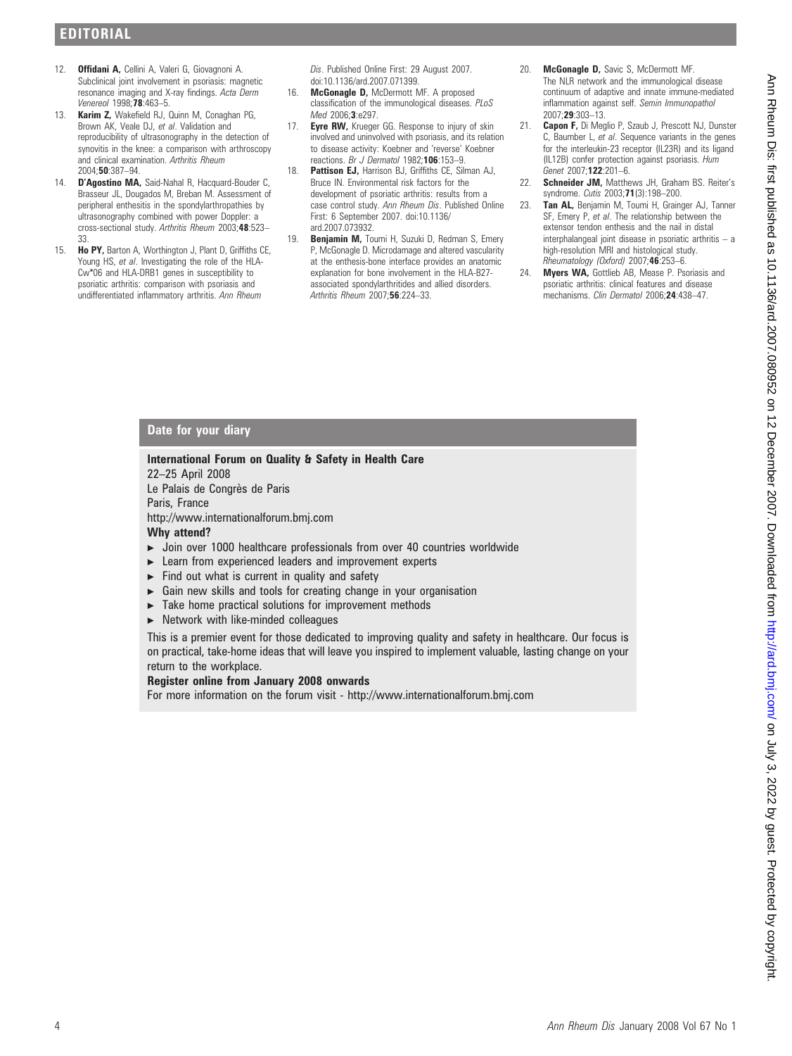12. **Offidani A,** Cellini A, Valeri G, Giovagnoni A. Subclinical joint involvement in psoriasis: magnetic resonance imaging and X-ray findings. *Acta Derm Venereol* 1998;**78**:463–5.
13. **Karim Z,** Wakefield RJ, Quinn M, Conaghan PG, Brown AK, Veale DJ, *et al*. Validation and reproducibility of ultrasonography in the detection of synovitis in the knee: a comparison with arthroscopy and clinical examination. *Arthritis Rheum* 2004;**50**:387–94.
14. **D'Agostino MA,** Said-Nahal R, Hacquard-Bouder C, Brasseur JL, Dougados M, Breban M. Assessment of peripheral enthesitis in the spondylarthropathies by ultrasonography combined with power Doppler: a cross-sectional study. *Arthritis Rheum* 2003;**48**:523–33.
15. **Ho PY,** Barton A, Worthington J, Plant D, Griffiths CE, Young HS, *et al*. Investigating the role of the HLA-Cw*06 and HLA-DRB1 genes in susceptibility to psoriatic arthritis: comparison with psoriasis and undifferentiated inflammatory arthritis. *Ann Rheum Dis*. Published Online First: 29 August 2007. doi:10.1136/ard.2007.071399.
16. **McGonagle D,** McDermott MF. A proposed classification of the immunological diseases. *PLoS Med* 2006;**3**:e297.
17. **Eyre RW,** Krueger GG. Response to injury of skin involved and uninvolved with psoriasis, and its relation to disease activity: Koebner and 'reverse' Koebner reactions. *Br J Dermatol* 1982;**106**:153–9.
18. **Pattison EJ,** Harrison BJ, Griffiths CE, Silman AJ, Bruce IN. Environmental risk factors for the development of psoriatic arthritis: results from a case control study. *Ann Rheum Dis*. Published Online First: 6 September 2007. doi:10.1136/ard.2007.073932.
19. **Benjamin M,** Toumi H, Suzuki D, Redman S, Emery P, McGonagle D. Microdamage and altered vascularity at the enthesis-bone interface provides an anatomic explanation for bone involvement in the HLA-B27-associated spondylarthritides and allied disorders. *Arthritis Rheum* 2007;**56**:224–33.
20. **McGonagle D,** Savic S, McDermott MF. The NLR network and the immunological disease continuum of adaptive and innate immune-mediated inflammation against self. *Semin Immunopathol* 2007;**29**:303–13.
21. **Capon F,** Di Meglio P, Szaub J, Prescott NJ, Dunster C, Baumber L, *et al*. Sequence variants in the genes for the interleukin-23 receptor (IL23R) and its ligand (IL12B) confer protection against psoriasis. *Hum Genet* 2007;**122**:201–6.
22. **Schneider JM,** Matthews JH, Graham BS. Reiter's syndrome. *Cutis* 2003;**71**(3):198–200.
23. **Tan AL,** Benjamin M, Toumi H, Grainger AJ, Tanner SF, Emery P, *et al*. The relationship between the extensor tendon enthesis and the nail in distal interphalangeal joint disease in psoriatic arthritis – a high-resolution MRI and histological study. *Rheumatology (Oxford)* 2007;**46**:253–6.
24. **Myers WA,** Gottlieb AB, Mease P. Psoriasis and psoriatic arthritis: clinical features and disease mechanisms. *Clin Dermatol* 2006;**24**:438–47.

## Date for your diary

**International Forum on Quality & Safety in Health Care**

22–25 April 2008

Le Palais de Congrès de Paris

Paris, France

http://www.internationalforum.bmj.com

**Why attend?**

- Join over 1000 healthcare professionals from over 40 countries worldwide
- Learn from experienced leaders and improvement experts
- Find out what is current in quality and safety
- Gain new skills and tools for creating change in your organisation
- Take home practical solutions for improvement methods
- Network with like-minded colleagues

This is a premier event for those dedicated to improving quality and safety in healthcare. Our focus is on practical, take-home ideas that will leave you inspired to implement valuable, lasting change on your return to the workplace.

**Register online from January 2008 onwards**

For more information on the forum visit - http://www.internationalforum.bmj.com